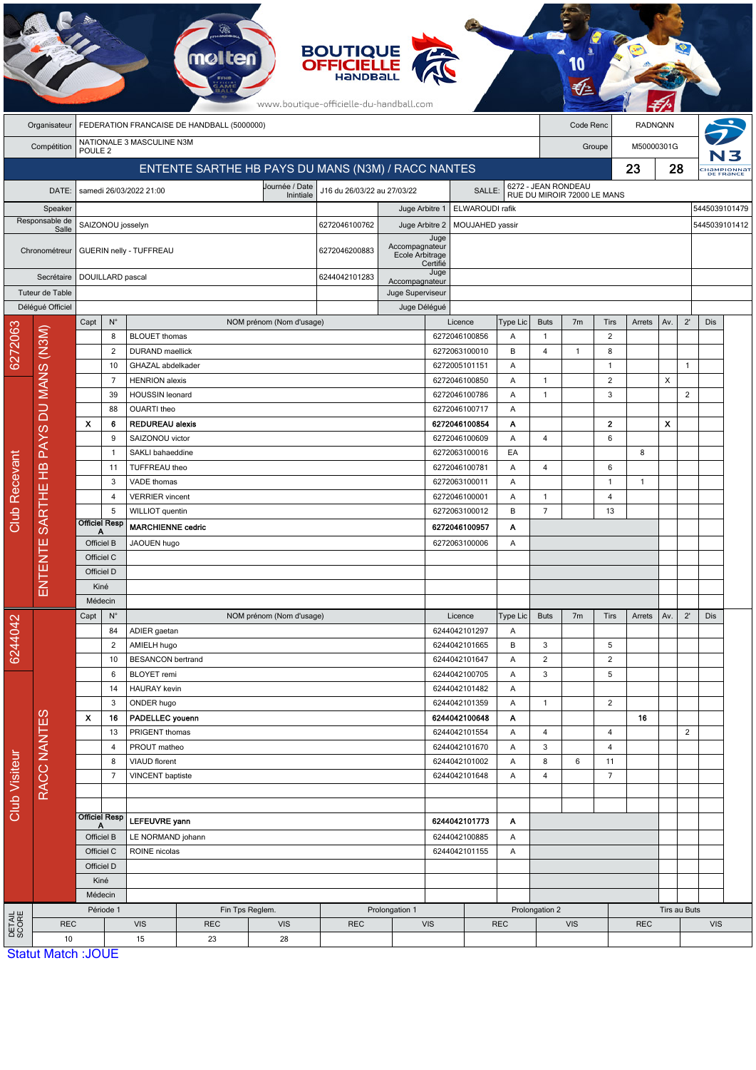# BOUTIQUE OFFICIELLE HANDBALL

www.boutique-officielle-du-handball.com

| | | | |
|---|---|---|---|
| Organisateur | FEDERATION FRANCAISE DE HANDBALL (5000000) | Code Renc | RADNQNN |
| Compétition | NATIONALE 3 MASCULINE N3M POULE 2 | Groupe | M50000301G |

## ENTENTE SARTHE HB PAYS DU MANS (N3M) / RACC NANTES — 23 / 28

| | | | | | |
|---|---|---|---|---|---|
| DATE: | samedi 26/03/2022 21:00 | Journée / Date Initiale | J16 du 26/03/22 au 27/03/22 | SALLE: | 6272 - JEAN RONDEAU RUE DU MIROIR 72000 LE MANS |

| | | | | | |
|---|---|---|---|---|---|
| Speaker | | | Juge Arbitre 1 | ELWAROUDI rafik | 5445039101479 |
| Responsable de Salle | SAIZONOU josselyn | 6272046100762 | Juge Arbitre 2 | MOUJAHED yassir | 5445039101412 |
| Chronométreur | GUERIN nelly - TUFFREAU | 6272046200883 | Juge Accompagnateur Ecole Arbitrage Certifié | | |
| Secrétaire | DOUILLARD pascal | 6244042101283 | Juge Accompagnateur | | |
| Tuteur de Table | | | Juge Superviseur | | |
| Délégué Officiel | | | Juge Délégué | | |

### Club Recevant: 6272063 — ENTENTE SARTHE HB PAYS DU MANS (N3M)

| Capt | N° | NOM prénom (Nom d'usage) | Licence | Type Lic | Buts | 7m | Tirs | Arrets | Av. | 2' | Dis |
|---|---|---|---|---|---|---|---|---|---|---|---|
| | 8 | BLOUET thomas | 6272046100856 | A | 1 | | 2 | | | | |
| | 2 | DURAND maellick | 6272063100010 | B | 4 | 1 | 8 | | | | |
| | 10 | GHAZAL abdelkader | 6272005101151 | A | | | 1 | | | 1 | |
| | 7 | HENRION alexis | 6272046100850 | A | 1 | | 2 | | X | | |
| | 39 | HOUSSIN leonard | 6272046100786 | A | 1 | | 3 | | | 2 | |
| | 88 | OUARTI theo | 6272046100717 | A | | | | | | | |
| X | 6 | **REDUREAU alexis** | **6272046100854** | **A** | | | **2** | | **X** | | |
| | 9 | SAIZONOU victor | 6272046100609 | A | 4 | | 6 | | | | |
| | 1 | SAKLI bahaeddine | 6272063100016 | EA | | | | 8 | | | |
| | 11 | TUFFREAU theo | 6272046100781 | A | 4 | | 6 | | | | |
| | 3 | VADE thomas | 6272063100011 | A | | | 1 | 1 | | | |
| | 4 | VERRIER vincent | 6272046100001 | A | 1 | | 4 | | | | |
| | 5 | WILLIOT quentin | 6272063100012 | B | 7 | | 13 | | | | |
| Officiel Resp A | | **MARCHIENNE cedric** | **6272046100957** | **A** | | | | | | | |
| Officiel B | | JAOUEN hugo | 6272063100006 | A | | | | | | | |
| Officiel C | | | | | | | | | | | |
| Officiel D | | | | | | | | | | | |
| Kiné | | | | | | | | | | | |
| Médecin | | | | | | | | | | | |

### Club Visiteur: 6244042 — RACC NANTES

| Capt | N° | NOM prénom (Nom d'usage) | Licence | Type Lic | Buts | 7m | Tirs | Arrets | Av. | 2' | Dis |
|---|---|---|---|---|---|---|---|---|---|---|---|
| | 84 | ADIER gaetan | 6244042101297 | A | | | | | | | |
| | 2 | AMIELH hugo | 6244042101665 | B | 3 | | 5 | | | | |
| | 10 | BESANCON bertrand | 6244042101647 | A | 2 | | 2 | | | | |
| | 6 | BLOYET remi | 6244042100705 | A | 3 | | 5 | | | | |
| | 14 | HAURAY kevin | 6244042101482 | A | | | | | | | |
| | 3 | ONDER hugo | 6244042101359 | A | 1 | | 2 | | | | |
| X | 16 | **PADELLEC youenn** | **6244042100648** | **A** | | | | **16** | | | |
| | 13 | PRIGENT thomas | 6244042101554 | A | 4 | | 4 | | | 2 | |
| | 4 | PROUT matheo | 6244042101670 | A | 3 | | 4 | | | | |
| | 8 | VIAUD florent | 6244042101002 | A | 8 | 6 | 11 | | | | |
| | 7 | VINCENT baptiste | 6244042101648 | A | 4 | | 7 | | | | |
| Officiel Resp A | | **LEFEUVRE yann** | **6244042101773** | **A** | | | | | | | |
| Officiel B | | LE NORMAND johann | 6244042100885 | A | | | | | | | |
| Officiel C | | ROINE nicolas | 6244042101155 | A | | | | | | | |
| Officiel D | | | | | | | | | | | |
| Kiné | | | | | | | | | | | |
| Médecin | | | | | | | | | | | |

### DETAIL SCORE

| Période 1 | | Fin Tps Reglem. | | Prolongation 1 | | Prolongation 2 | | Tirs au Buts | |
|---|---|---|---|---|---|---|---|---|---|
| REC | VIS | REC | VIS | REC | VIS | REC | VIS | REC | VIS |
| 10 | 15 | 23 | 28 | | | | | | |

Statut Match :JOUE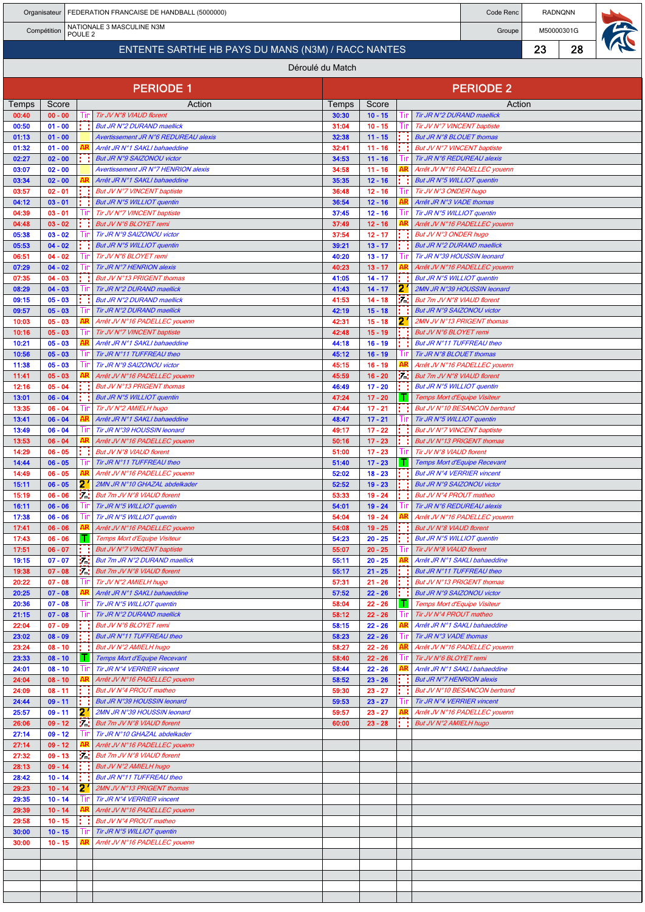| Organisateur | FEDERATION FRANCAISE DE HANDBALL (5000000) | Code Renc | RADNQNN |
|---|---|---|---|
| Compétition | NATIONALE 3 MASCULINE N3M POULE 2 | Groupe | M50000301G |

## ENTENTE SARTHE HB PAYS DU MANS (N3M) / RACC NANTES — 23 - 28

### Déroulé du Match

| PERIODE 1 | | | | PERIODE 2 | | | |
|---|---|---|---|---|---|---|---|
| Temps | Score | | Action | Temps | Score | | Action |
| 00:40 | 00 - 00 | Tir | Tir JV N°8 VIAUD florent | 30:30 | 10 - 15 | Tir | Tir JR N°2 DURAND maellick |
| 00:50 | 01 - 00 | But | But JR N°2 DURAND maellick | 31:04 | 10 - 15 | Tir | Tir JV N°7 VINCENT baptiste |
| 01:13 | 01 - 00 | Av | Avertissement JR N°6 REDUREAU alexis | 32:38 | 11 - 15 | But | But JR N°8 BLOUET thomas |
| 01:32 | 01 - 00 | AR | Arrêt JR N°1 SAKLI bahaeddine | 32:41 | 11 - 16 | But | But JV N°7 VINCENT baptiste |
| 02:27 | 02 - 00 | But | But JR N°9 SAIZONOU victor | 34:53 | 11 - 16 | Tir | Tir JR N°6 REDUREAU alexis |
| 03:07 | 02 - 00 | Av | Avertissement JR N°7 HENRION alexis | 34:58 | 11 - 16 | AR | Arrêt JV N°16 PADELLEC youenn |
| 03:34 | 02 - 00 | AR | Arrêt JR N°1 SAKLI bahaeddine | 35:35 | 12 - 16 | But | But JR N°5 WILLIOT quentin |
| 03:57 | 02 - 01 | But | But JV N°7 VINCENT baptiste | 36:48 | 12 - 16 | Tir | Tir JV N°3 ONDER hugo |
| 04:12 | 03 - 01 | But | But JR N°5 WILLIOT quentin | 36:54 | 12 - 16 | AR | Arrêt JR N°3 VADE thomas |
| 04:39 | 03 - 01 | Tir | Tir JV N°7 VINCENT baptiste | 37:45 | 12 - 16 | Tir | Tir JR N°5 WILLIOT quentin |
| 04:48 | 03 - 02 | But | But JV N°6 BLOYET remi | 37:49 | 12 - 16 | AR | Arrêt JV N°16 PADELLEC youenn |
| 05:38 | 03 - 02 | Tir | Tir JR N°9 SAIZONOU victor | 37:54 | 12 - 17 | But | But JV N°3 ONDER hugo |
| 05:53 | 04 - 02 | But | But JR N°5 WILLIOT quentin | 39:21 | 13 - 17 | But | But JR N°2 DURAND maellick |
| 06:51 | 04 - 02 | Tir | Tir JV N°6 BLOYET remi | 40:20 | 13 - 17 | Tir | Tir JR N°39 HOUSSIN leonard |
| 07:29 | 04 - 02 | Tir | Tir JR N°7 HENRION alexis | 40:23 | 13 - 17 | AR | Arrêt JV N°16 PADELLEC youenn |
| 07:35 | 04 - 03 | But | But JV N°13 PRIGENT thomas | 41:05 | 14 - 17 | But | But JR N°5 WILLIOT quentin |
| 08:29 | 04 - 03 | Tir | Tir JR N°2 DURAND maellick | 41:43 | 14 - 17 | 2' | 2MN JR N°39 HOUSSIN leonard |
| 09:15 | 05 - 03 | But | But JR N°2 DURAND maellick | 41:53 | 14 - 18 | 7m | But 7m JV N°8 VIAUD florent |
| 09:57 | 05 - 03 | Tir | Tir JR N°2 DURAND maellick | 42:19 | 15 - 18 | But | But JR N°9 SAIZONOU victor |
| 10:03 | 05 - 03 | AR | Arrêt JV N°16 PADELLEC youenn | 42:31 | 15 - 18 | 2' | 2MN JV N°13 PRIGENT thomas |
| 10:16 | 05 - 03 | Tir | Tir JV N°7 VINCENT baptiste | 42:48 | 15 - 19 | But | But JV N°6 BLOYET remi |
| 10:21 | 05 - 03 | AR | Arrêt JR N°1 SAKLI bahaeddine | 44:18 | 16 - 19 | But | But JR N°11 TUFFREAU theo |
| 10:56 | 05 - 03 | Tir | Tir JR N°11 TUFFREAU theo | 45:12 | 16 - 19 | Tir | Tir JR N°8 BLOUET thomas |
| 11:38 | 05 - 03 | Tir | Tir JR N°9 SAIZONOU victor | 45:15 | 16 - 19 | AR | Arrêt JV N°16 PADELLEC youenn |
| 11:41 | 05 - 03 | AR | Arrêt JV N°16 PADELLEC youenn | 45:59 | 16 - 20 | 7m | But 7m JV N°8 VIAUD florent |
| 12:16 | 05 - 04 | But | But JV N°13 PRIGENT thomas | 46:49 | 17 - 20 | But | But JR N°5 WILLIOT quentin |
| 13:01 | 06 - 04 | But | But JR N°5 WILLIOT quentin | 47:24 | 17 - 20 | T | Temps Mort d'Equipe Visiteur |
| 13:35 | 06 - 04 | Tir | Tir JV N°2 AMIELH hugo | 47:44 | 17 - 21 | But | But JV N°10 BESANCON bertrand |
| 13:41 | 06 - 04 | AR | Arrêt JR N°1 SAKLI bahaeddine | 48:47 | 17 - 21 | Tir | Tir JR N°5 WILLIOT quentin |
| 13:49 | 06 - 04 | Tir | Tir JR N°39 HOUSSIN leonard | 49:17 | 17 - 22 | But | But JV N°7 VINCENT baptiste |
| 13:53 | 06 - 04 | AR | Arrêt JV N°16 PADELLEC youenn | 50:16 | 17 - 23 | But | But JV N°13 PRIGENT thomas |
| 14:29 | 06 - 05 | But | But JV N°8 VIAUD florent | 51:00 | 17 - 23 | Tir | Tir JV N°8 VIAUD florent |
| 14:44 | 06 - 05 | Tir | Tir JR N°11 TUFFREAU theo | 51:40 | 17 - 23 | T | Temps Mort d'Equipe Recevant |
| 14:49 | 06 - 05 | AR | Arrêt JV N°16 PADELLEC youenn | 52:02 | 18 - 23 | But | But JR N°4 VERRIER vincent |
| 15:11 | 06 - 05 | 2' | 2MN JR N°10 GHAZAL abdelkader | 52:52 | 19 - 23 | But | But JR N°9 SAIZONOU victor |
| 15:19 | 06 - 06 | 7m | But 7m JV N°8 VIAUD florent | 53:33 | 19 - 24 | But | But JV N°4 PROUT matheo |
| 16:11 | 06 - 06 | Tir | Tir JR N°5 WILLIOT quentin | 54:01 | 19 - 24 | Tir | Tir JR N°6 REDUREAU alexis |
| 17:38 | 06 - 06 | Tir | Tir JR N°5 WILLIOT quentin | 54:04 | 19 - 24 | AR | Arrêt JV N°16 PADELLEC youenn |
| 17:41 | 06 - 06 | AR | Arrêt JV N°16 PADELLEC youenn | 54:08 | 19 - 25 | But | But JV N°8 VIAUD florent |
| 17:43 | 06 - 06 | T | Temps Mort d'Equipe Visiteur | 54:23 | 20 - 25 | But | But JR N°5 WILLIOT quentin |
| 17:51 | 06 - 07 | But | But JV N°7 VINCENT baptiste | 55:07 | 20 - 25 | Tir | Tir JV N°8 VIAUD florent |
| 19:15 | 07 - 07 | 7m | But 7m JR N°2 DURAND maellick | 55:11 | 20 - 25 | AR | Arrêt JR N°1 SAKLI bahaeddine |
| 19:38 | 07 - 08 | 7m | But 7m JV N°8 VIAUD florent | 55:17 | 21 - 25 | But | But JR N°11 TUFFREAU theo |
| 20:22 | 07 - 08 | Tir | Tir JV N°2 AMIELH hugo | 57:31 | 21 - 26 | But | But JV N°13 PRIGENT thomas |
| 20:25 | 07 - 08 | AR | Arrêt JR N°1 SAKLI bahaeddine | 57:52 | 22 - 26 | But | But JR N°9 SAIZONOU victor |
| 20:36 | 07 - 08 | Tir | Tir JR N°5 WILLIOT quentin | 58:04 | 22 - 26 | T | Temps Mort d'Equipe Visiteur |
| 21:15 | 07 - 08 | Tir | Tir JR N°2 DURAND maellick | 58:12 | 22 - 26 | Tir | Tir JV N°4 PROUT matheo |
| 22:04 | 07 - 09 | But | But JV N°6 BLOYET remi | 58:15 | 22 - 26 | AR | Arrêt JR N°1 SAKLI bahaeddine |
| 23:02 | 08 - 09 | But | But JR N°11 TUFFREAU theo | 58:23 | 22 - 26 | Tir | Tir JR N°3 VADE thomas |
| 23:24 | 08 - 10 | But | But JV N°2 AMIELH hugo | 58:27 | 22 - 26 | AR | Arrêt JV N°16 PADELLEC youenn |
| 23:33 | 08 - 10 | T | Temps Mort d'Equipe Recevant | 58:40 | 22 - 26 | Tir | Tir JV N°6 BLOYET remi |
| 24:01 | 08 - 10 | Tir | Tir JR N°4 VERRIER vincent | 58:44 | 22 - 26 | AR | Arrêt JR N°1 SAKLI bahaeddine |
| 24:04 | 08 - 10 | AR | Arrêt JV N°16 PADELLEC youenn | 58:52 | 23 - 26 | But | But JR N°7 HENRION alexis |
| 24:09 | 08 - 11 | But | But JV N°4 PROUT matheo | 59:30 | 23 - 27 | But | But JV N°10 BESANCON bertrand |
| 24:44 | 09 - 11 | But | But JR N°39 HOUSSIN leonard | 59:53 | 23 - 27 | Tir | Tir JR N°4 VERRIER vincent |
| 25:57 | 09 - 11 | 2' | 2MN JR N°39 HOUSSIN leonard | 59:57 | 23 - 27 | AR | Arrêt JV N°16 PADELLEC youenn |
| 26:06 | 09 - 12 | 7m | But 7m JV N°8 VIAUD florent | 60:00 | 23 - 28 | But | But JV N°2 AMIELH hugo |
| 27:14 | 09 - 12 | Tir | Tir JR N°10 GHAZAL abdelkader | | | | |
| 27:14 | 09 - 12 | AR | Arrêt JV N°16 PADELLEC youenn | | | | |
| 27:32 | 09 - 13 | 7m | But 7m JV N°8 VIAUD florent | | | | |
| 28:13 | 09 - 14 | But | But JV N°2 AMIELH hugo | | | | |
| 28:42 | 10 - 14 | But | But JR N°11 TUFFREAU theo | | | | |
| 29:23 | 10 - 14 | 2' | 2MN JV N°13 PRIGENT thomas | | | | |
| 29:35 | 10 - 14 | Tir | Tir JR N°4 VERRIER vincent | | | | |
| 29:39 | 10 - 14 | AR | Arrêt JV N°16 PADELLEC youenn | | | | |
| 29:58 | 10 - 15 | But | But JV N°4 PROUT matheo | | | | |
| 30:00 | 10 - 15 | Tir | Tir JR N°5 WILLIOT quentin | | | | |
| 30:00 | 10 - 15 | AR | Arrêt JV N°16 PADELLEC youenn | | | | |